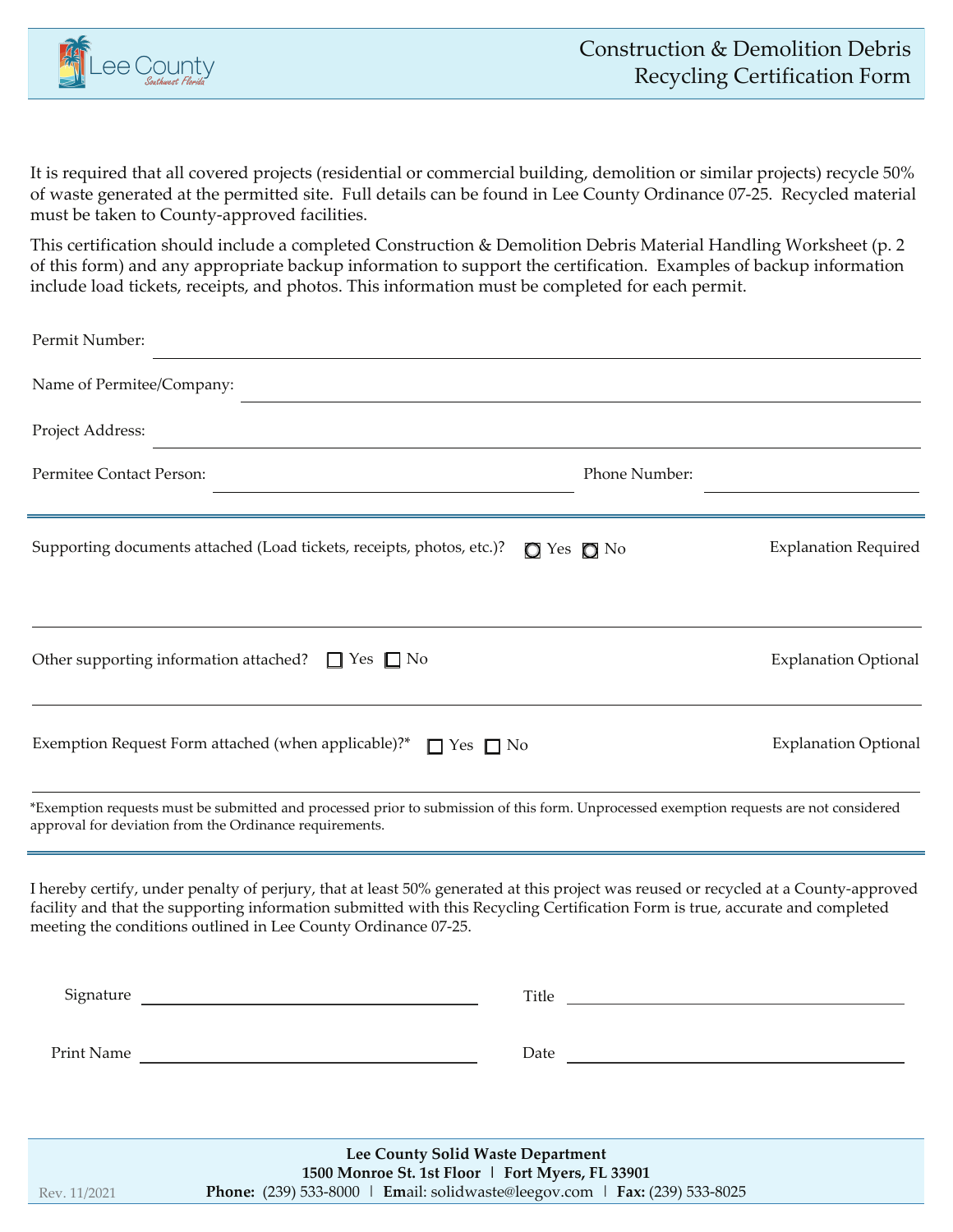Lee County
Southwest Florida

# Construction & Demolition Debris Recycling Certification Form

It is required that all covered projects (residential or commercial building, demolition or similar projects) recycle 50% of waste generated at the permitted site. Full details can be found in Lee County Ordinance 07-25. Recycled material must be taken to County-approved facilities.

This certification should include a completed Construction & Demolition Debris Material Handling Worksheet (p. 2 of this form) and any appropriate backup information to support the certification. Examples of backup information include load tickets, receipts, and photos. This information must be completed for each permit.

Permit Number: ______________________________

Name of Permitee/Company: ______________________________

Project Address: ______________________________

Permitee Contact Person: ______________________________ Phone Number: ______________________________

---

Supporting documents attached (Load tickets, receipts, photos, etc.)? ☐ Yes ☐ No — Explanation Required

______________________________

Other supporting information attached? ☐ Yes ☐ No — Explanation Optional

______________________________

Exemption Request Form attached (when applicable)?* ☐ Yes ☐ No — Explanation Optional

______________________________

*Exemption requests must be submitted and processed prior to submission of this form. Unprocessed exemption requests are not considered approval for deviation from the Ordinance requirements.

---

I hereby certify, under penalty of perjury, that at least 50% generated at this project was reused or recycled at a County-approved facility and that the supporting information submitted with this Recycling Certification Form is true, accurate and completed meeting the conditions outlined in Lee County Ordinance 07-25.

Signature ______________________________ Title ______________________________

Print Name ______________________________ Date ______________________________

**Lee County Solid Waste Department**
**1500 Monroe St. 1st Floor | Fort Myers, FL 33901**
**Phone:** (239) 533-8000 | **Em**ail: solidwaste@leegov.com | **Fax:** (239) 533-8025

Rev. 11/2021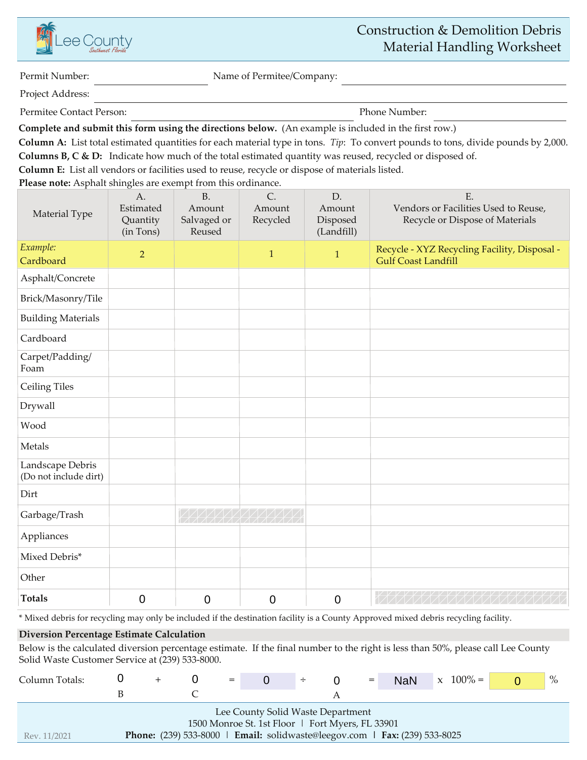# Construction & Demolition Debris Material Handling Worksheet

Lee County

Permit Number: ______________________ Name of Permitee/Company: ______________________

Project Address: ______________________

Permitee Contact Person: ______________________ Phone Number: ______________________

**Complete and submit this form using the directions below.** (An example is included in the first row.)

**Column A:** List total estimated quantities for each material type in tons. *Tip*: To convert pounds to tons, divide pounds by 2,000.

**Columns B, C & D:** Indicate how much of the total estimated quantity was reused, recycled or disposed of.

**Column E:** List all vendors or facilities used to reuse, recycle or dispose of materials listed.

**Please note:** Asphalt shingles are exempt from this ordinance.

| Material Type | A. Estimated Quantity (in Tons) | B. Amount Salvaged or Reused | C. Amount Recycled | D. Amount Disposed (Landfill) | E. Vendors or Facilities Used to Reuse, Recycle or Dispose of Materials |
|---|---|---|---|---|---|
| *Example:* Cardboard | 2 | | 1 | 1 | Recycle - XYZ Recycling Facility, Disposal - Gulf Coast Landfill |
| Asphalt/Concrete | | | | | |
| Brick/Masonry/Tile | | | | | |
| Building Materials | | | | | |
| Cardboard | | | | | |
| Carpet/Padding/Foam | | | | | |
| Ceiling Tiles | | | | | |
| Drywall | | | | | |
| Wood | | | | | |
| Metals | | | | | |
| Landscape Debris (Do not include dirt) | | | | | |
| Dirt | | | | | |
| Garbage/Trash | | | | | |
| Appliances | | | | | |
| Mixed Debris* | | | | | |
| Other | | | | | |
| **Totals** | 0 | 0 | 0 | 0 | |

\* Mixed debris for recycling may only be included if the destination facility is a County Approved mixed debris recycling facility.

## Diversion Percentage Estimate Calculation

Below is the calculated diversion percentage estimate. If the final number to the right is less than 50%, please call Lee County Solid Waste Customer Service at (239) 533-8000.

Column Totals: 0 (B) + 0 (C) = 0 ÷ 0 (A) = NaN x 100% = 0 %

Lee County Solid Waste Department
1500 Monroe St. 1st Floor | Fort Myers, FL 33901
**Phone:** (239) 533-8000 | **Email:** solidwaste@leegov.com | **Fax:** (239) 533-8025

Rev. 11/2021